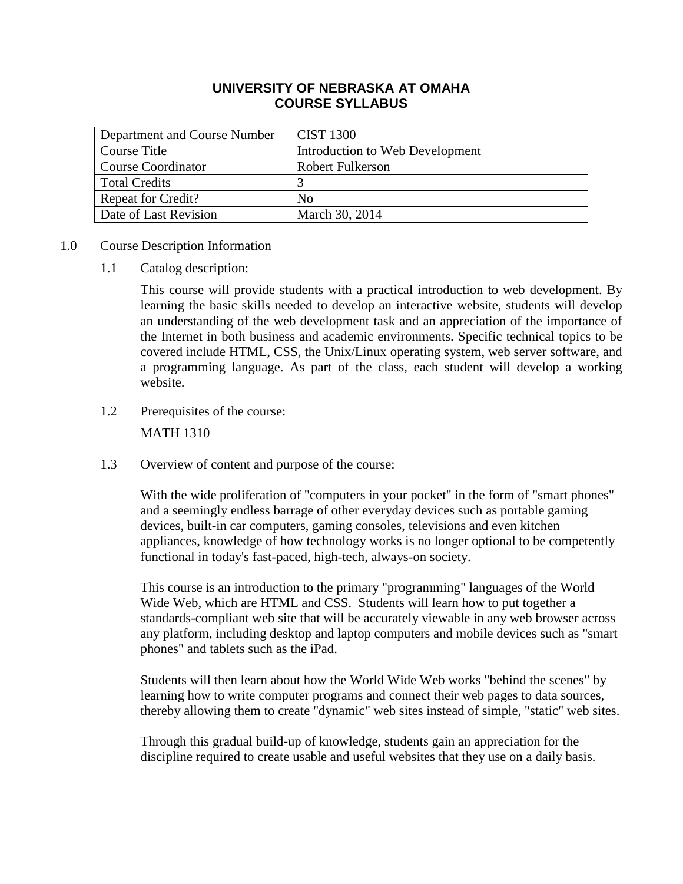# UNIVERSITY OF NEBRASKA AT OMAHA
## COURSE SYLLABUS

| Department and Course Number | CIST 1300 |
| --- | --- |
| Course Title | Introduction to Web Development |
| Course Coordinator | Robert Fulkerson |
| Total Credits | 3 |
| Repeat for Credit? | No |
| Date of Last Revision | March 30, 2014 |

1.0 Course Description Information

1.1 Catalog description:

This course will provide students with a practical introduction to web development. By learning the basic skills needed to develop an interactive website, students will develop an understanding of the web development task and an appreciation of the importance of the Internet in both business and academic environments. Specific technical topics to be covered include HTML, CSS, the Unix/Linux operating system, web server software, and a programming language. As part of the class, each student will develop a working website.

1.2 Prerequisites of the course:

MATH 1310

1.3 Overview of content and purpose of the course:

With the wide proliferation of "computers in your pocket" in the form of "smart phones" and a seemingly endless barrage of other everyday devices such as portable gaming devices, built-in car computers, gaming consoles, televisions and even kitchen appliances, knowledge of how technology works is no longer optional to be competently functional in today's fast-paced, high-tech, always-on society.

This course is an introduction to the primary "programming" languages of the World Wide Web, which are HTML and CSS. Students will learn how to put together a standards-compliant web site that will be accurately viewable in any web browser across any platform, including desktop and laptop computers and mobile devices such as "smart phones" and tablets such as the iPad.

Students will then learn about how the World Wide Web works "behind the scenes" by learning how to write computer programs and connect their web pages to data sources, thereby allowing them to create "dynamic" web sites instead of simple, "static" web sites.

Through this gradual build-up of knowledge, students gain an appreciation for the discipline required to create usable and useful websites that they use on a daily basis.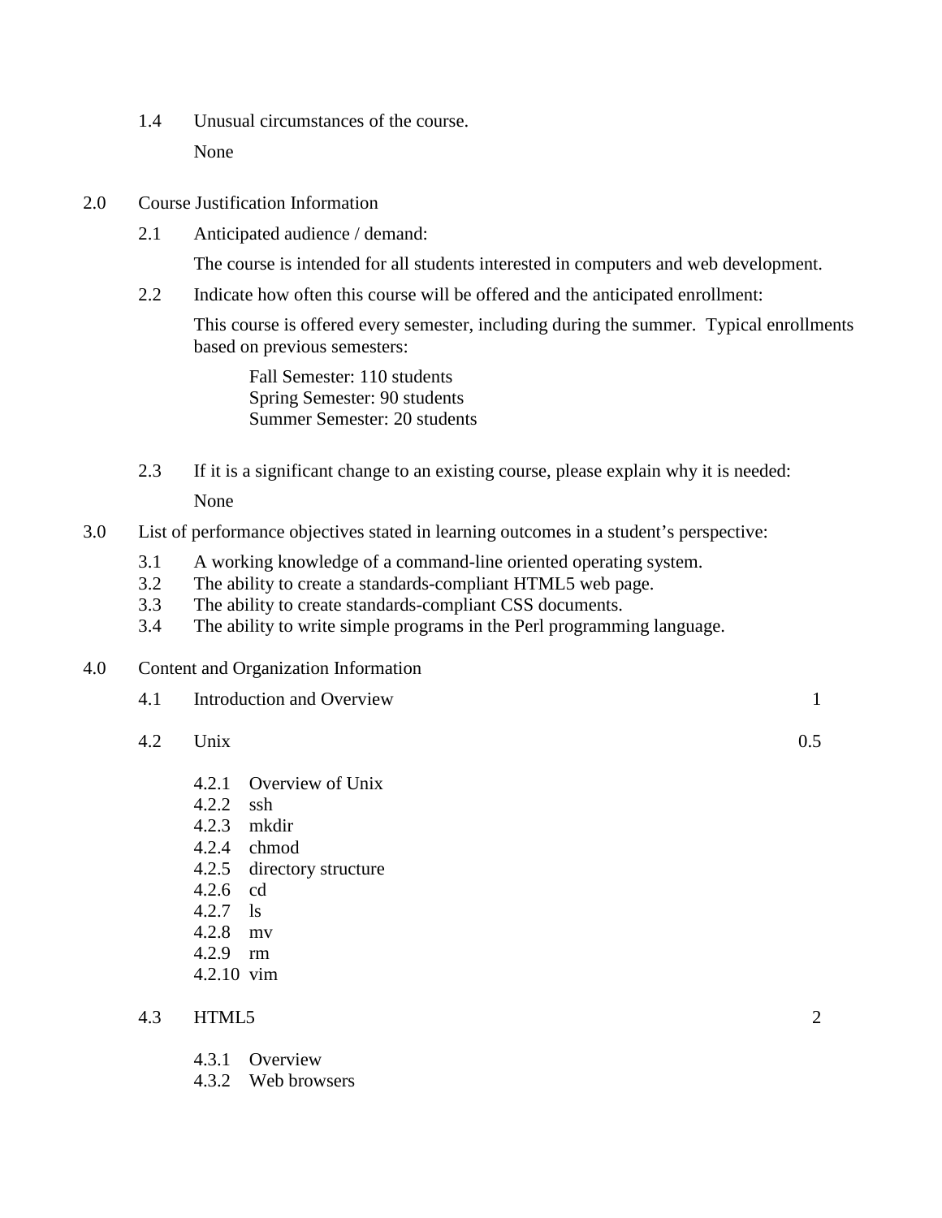1.4 Unusual circumstances of the course.

None

## 2.0 Course Justification Information

2.1 Anticipated audience / demand:

The course is intended for all students interested in computers and web development.

2.2 Indicate how often this course will be offered and the anticipated enrollment:

This course is offered every semester, including during the summer. Typical enrollments based on previous semesters:

Fall Semester: 110 students
Spring Semester: 90 students
Summer Semester: 20 students

2.3 If it is a significant change to an existing course, please explain why it is needed:

None

## 3.0 List of performance objectives stated in learning outcomes in a student's perspective:

3.1 A working knowledge of a command-line oriented operating system.
3.2 The ability to create a standards-compliant HTML5 web page.
3.3 The ability to create standards-compliant CSS documents.
3.4 The ability to write simple programs in the Perl programming language.

## 4.0 Content and Organization Information

4.1 Introduction and Overview — 1

4.2 Unix — 0.5

- 4.2.1 Overview of Unix
- 4.2.2 ssh
- 4.2.3 mkdir
- 4.2.4 chmod
- 4.2.5 directory structure
- 4.2.6 cd
- 4.2.7 ls
- 4.2.8 mv
- 4.2.9 rm
- 4.2.10 vim

4.3 HTML5 — 2

- 4.3.1 Overview
- 4.3.2 Web browsers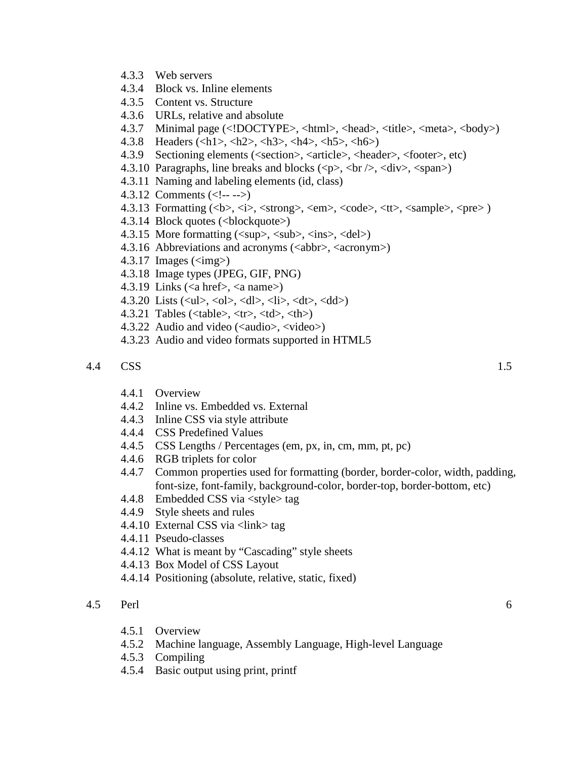- 4.3.3 Web servers
- 4.3.4 Block vs. Inline elements
- 4.3.5 Content vs. Structure
- 4.3.6 URLs, relative and absolute
- 4.3.7 Minimal page (<!DOCTYPE>, <html>, <head>, <title>, <meta>, <body>)
- 4.3.8 Headers (<h1>, <h2>, <h3>, <h4>, <h5>, <h6>)
- 4.3.9 Sectioning elements (<section>, <article>, <header>, <footer>, etc)
- 4.3.10 Paragraphs, line breaks and blocks (<p>, <br />, <div>, <span>)
- 4.3.11 Naming and labeling elements (id, class)
- 4.3.12 Comments (<!-- -->)
- 4.3.13 Formatting (<b>, <i>, <strong>, <em>, <code>, <tt>, <sample>, <pre> )
- 4.3.14 Block quotes (<blockquote>)
- 4.3.15 More formatting (<sup>, <sub>, <ins>, <del>)
- 4.3.16 Abbreviations and acronyms (<abbr>, <acronym>)
- 4.3.17 Images (<img>)
- 4.3.18 Image types (JPEG, GIF, PNG)
- 4.3.19 Links (<a href>, <a name>)
- 4.3.20 Lists (<ul>, <ol>, <dl>, <li>, <dt>, <dd>)
- 4.3.21 Tables (<table>, <tr>, <td>, <th>)
- 4.3.22 Audio and video (<audio>, <video>)
- 4.3.23 Audio and video formats supported in HTML5

4.4 CSS 1.5

- 4.4.1 Overview
- 4.4.2 Inline vs. Embedded vs. External
- 4.4.3 Inline CSS via style attribute
- 4.4.4 CSS Predefined Values
- 4.4.5 CSS Lengths / Percentages (em, px, in, cm, mm, pt, pc)
- 4.4.6 RGB triplets for color
- 4.4.7 Common properties used for formatting (border, border-color, width, padding, font-size, font-family, background-color, border-top, border-bottom, etc)
- 4.4.8 Embedded CSS via <style> tag
- 4.4.9 Style sheets and rules
- 4.4.10 External CSS via <link> tag
- 4.4.11 Pseudo-classes
- 4.4.12 What is meant by "Cascading" style sheets
- 4.4.13 Box Model of CSS Layout
- 4.4.14 Positioning (absolute, relative, static, fixed)

4.5 Perl 6

- 4.5.1 Overview
- 4.5.2 Machine language, Assembly Language, High-level Language
- 4.5.3 Compiling
- 4.5.4 Basic output using print, printf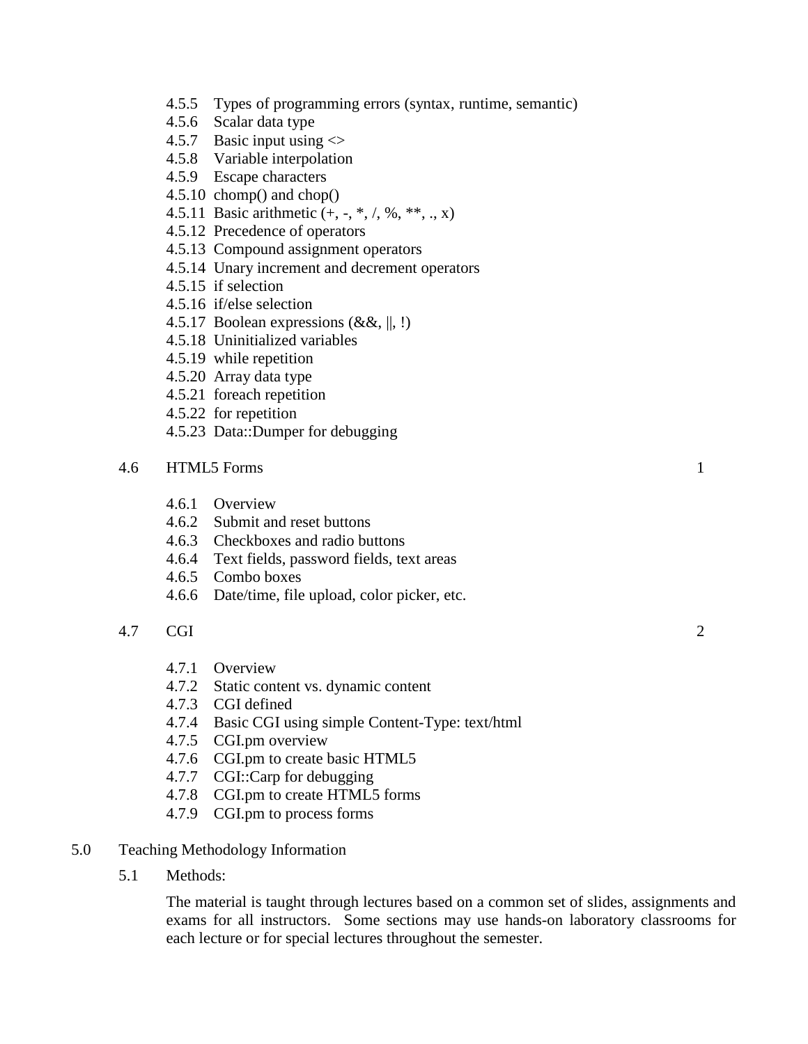- 4.5.5 Types of programming errors (syntax, runtime, semantic)
- 4.5.6 Scalar data type
- 4.5.7 Basic input using <>
- 4.5.8 Variable interpolation
- 4.5.9 Escape characters
- 4.5.10 chomp() and chop()
- 4.5.11 Basic arithmetic (+, -, *, /, %, **, ., x)
- 4.5.12 Precedence of operators
- 4.5.13 Compound assignment operators
- 4.5.14 Unary increment and decrement operators
- 4.5.15 if selection
- 4.5.16 if/else selection
- 4.5.17 Boolean expressions (&&, ||, !)
- 4.5.18 Uninitialized variables
- 4.5.19 while repetition
- 4.5.20 Array data type
- 4.5.21 foreach repetition
- 4.5.22 for repetition
- 4.5.23 Data::Dumper for debugging

4.6 HTML5 Forms — 1

- 4.6.1 Overview
- 4.6.2 Submit and reset buttons
- 4.6.3 Checkboxes and radio buttons
- 4.6.4 Text fields, password fields, text areas
- 4.6.5 Combo boxes
- 4.6.6 Date/time, file upload, color picker, etc.

4.7 CGI — 2

- 4.7.1 Overview
- 4.7.2 Static content vs. dynamic content
- 4.7.3 CGI defined
- 4.7.4 Basic CGI using simple Content-Type: text/html
- 4.7.5 CGI.pm overview
- 4.7.6 CGI.pm to create basic HTML5
- 4.7.7 CGI::Carp for debugging
- 4.7.8 CGI.pm to create HTML5 forms
- 4.7.9 CGI.pm to process forms

## 5.0 Teaching Methodology Information

### 5.1 Methods:

The material is taught through lectures based on a common set of slides, assignments and exams for all instructors. Some sections may use hands-on laboratory classrooms for each lecture or for special lectures throughout the semester.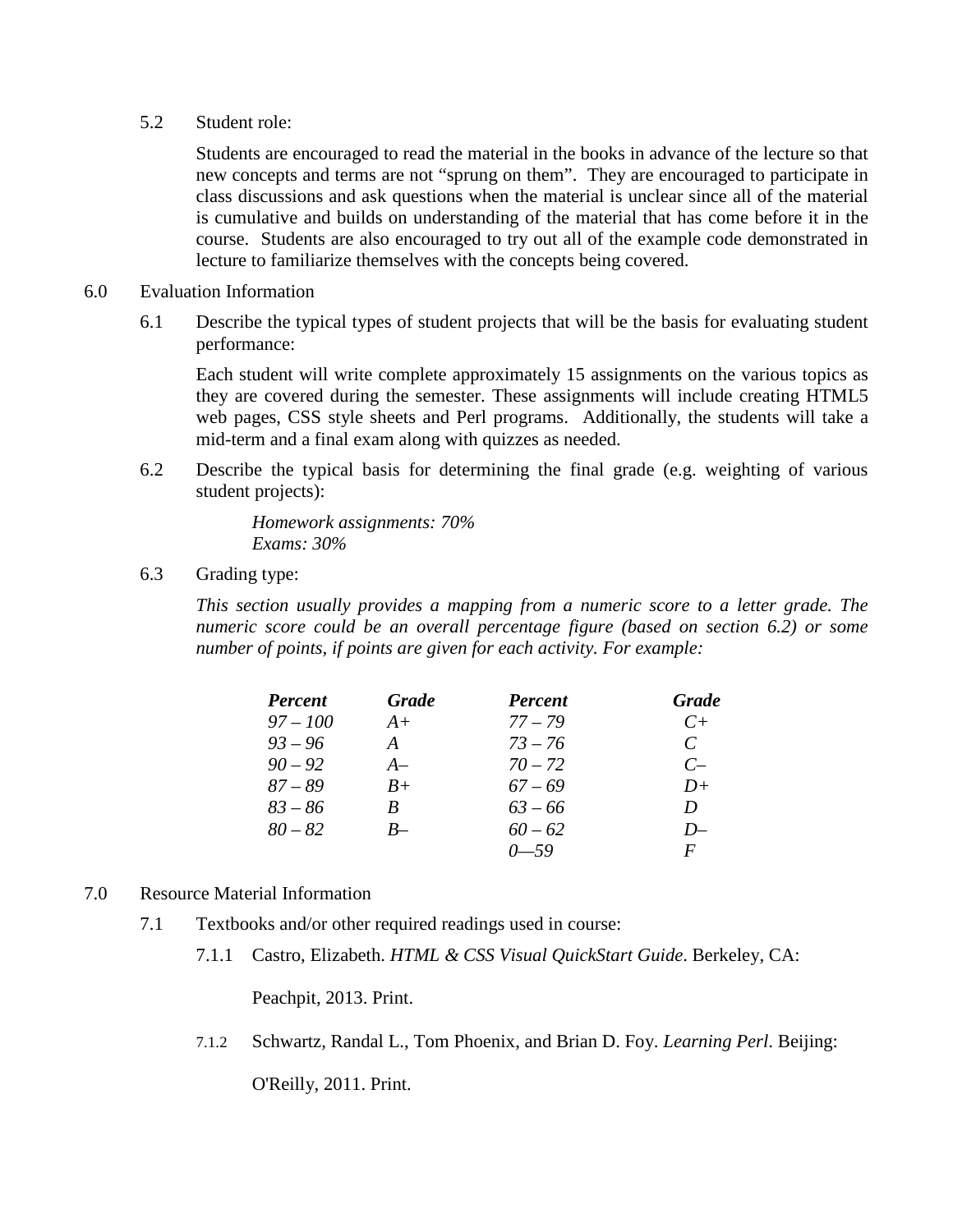5.2 Student role:

Students are encouraged to read the material in the books in advance of the lecture so that new concepts and terms are not "sprung on them". They are encouraged to participate in class discussions and ask questions when the material is unclear since all of the material is cumulative and builds on understanding of the material that has come before it in the course. Students are also encouraged to try out all of the example code demonstrated in lecture to familiarize themselves with the concepts being covered.

## 6.0 Evaluation Information

6.1 Describe the typical types of student projects that will be the basis for evaluating student performance:

Each student will write complete approximately 15 assignments on the various topics as they are covered during the semester. These assignments will include creating HTML5 web pages, CSS style sheets and Perl programs. Additionally, the students will take a mid-term and a final exam along with quizzes as needed.

6.2 Describe the typical basis for determining the final grade (e.g. weighting of various student projects):

*Homework assignments: 70%*
*Exams: 30%*

6.3 Grading type:

*This section usually provides a mapping from a numeric score to a letter grade. The numeric score could be an overall percentage figure (based on section 6.2) or some number of points, if points are given for each activity. For example:*

| ***Percent*** | ***Grade*** | ***Percent*** | ***Grade*** |
|---|---|---|---|
| *97 – 100* | *A+* | *77 – 79* | *C+* |
| *93 – 96* | *A* | *73 – 76* | *C* |
| *90 – 92* | *A–* | *70 – 72* | *C–* |
| *87 – 89* | *B+* | *67 – 69* | *D+* |
| *83 – 86* | *B* | *63 – 66* | *D* |
| *80 – 82* | *B–* | *60 – 62* | *D–* |
| | | *0—59* | *F* |

## 7.0 Resource Material Information

7.1 Textbooks and/or other required readings used in course:

7.1.1 Castro, Elizabeth. *HTML & CSS Visual QuickStart Guide*. Berkeley, CA: Peachpit, 2013. Print.

7.1.2 Schwartz, Randal L., Tom Phoenix, and Brian D. Foy. *Learning Perl*. Beijing: O'Reilly, 2011. Print.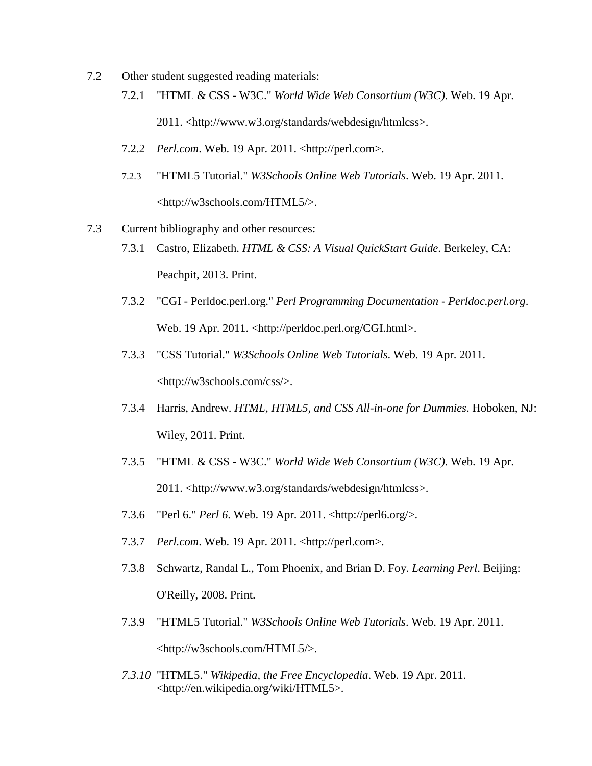7.2 Other student suggested reading materials:

- 7.2.1 "HTML & CSS - W3C." *World Wide Web Consortium (W3C)*. Web. 19 Apr. 2011. <http://www.w3.org/standards/webdesign/htmlcss>.
- 7.2.2 *Perl.com*. Web. 19 Apr. 2011. <http://perl.com>.
- 7.2.3 "HTML5 Tutorial." *W3Schools Online Web Tutorials*. Web. 19 Apr. 2011. <http://w3schools.com/HTML5/>.

7.3 Current bibliography and other resources:

- 7.3.1 Castro, Elizabeth. *HTML & CSS: A Visual QuickStart Guide*. Berkeley, CA: Peachpit, 2013. Print.
- 7.3.2 "CGI - Perldoc.perl.org." *Perl Programming Documentation - Perldoc.perl.org*. Web. 19 Apr. 2011. <http://perldoc.perl.org/CGI.html>.
- 7.3.3 "CSS Tutorial." *W3Schools Online Web Tutorials*. Web. 19 Apr. 2011. <http://w3schools.com/css/>.
- 7.3.4 Harris, Andrew. *HTML, HTML5, and CSS All-in-one for Dummies*. Hoboken, NJ: Wiley, 2011. Print.
- 7.3.5 "HTML & CSS - W3C." *World Wide Web Consortium (W3C)*. Web. 19 Apr. 2011. <http://www.w3.org/standards/webdesign/htmlcss>.
- 7.3.6 "Perl 6." *Perl 6*. Web. 19 Apr. 2011. <http://perl6.org/>.
- 7.3.7 *Perl.com*. Web. 19 Apr. 2011. <http://perl.com>.
- 7.3.8 Schwartz, Randal L., Tom Phoenix, and Brian D. Foy. *Learning Perl*. Beijing: O'Reilly, 2008. Print.
- 7.3.9 "HTML5 Tutorial." *W3Schools Online Web Tutorials*. Web. 19 Apr. 2011. <http://w3schools.com/HTML5/>.
- *7.3.10* "HTML5." *Wikipedia, the Free Encyclopedia*. Web. 19 Apr. 2011. <http://en.wikipedia.org/wiki/HTML5>.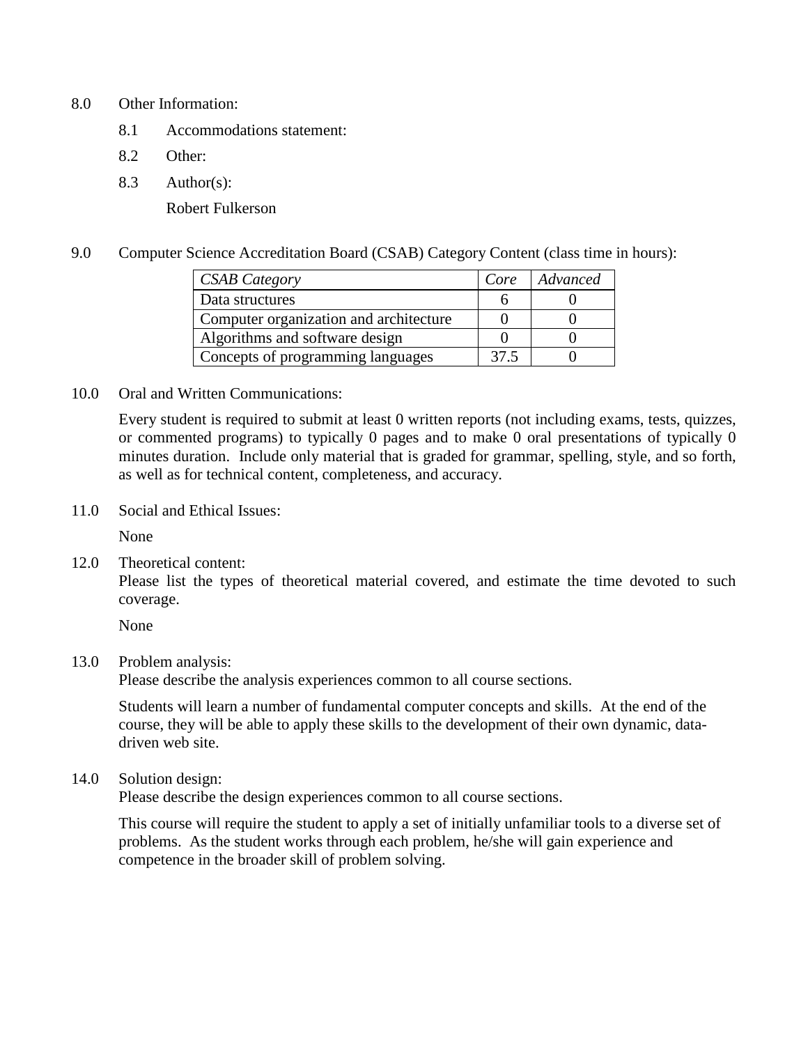8.0 Other Information:

8.1 Accommodations statement:

8.2 Other:

8.3 Author(s):

Robert Fulkerson

9.0 Computer Science Accreditation Board (CSAB) Category Content (class time in hours):

| *CSAB Category* | *Core* | *Advanced* |
|---|---|---|
| Data structures | 6 | 0 |
| Computer organization and architecture | 0 | 0 |
| Algorithms and software design | 0 | 0 |
| Concepts of programming languages | 37.5 | 0 |

10.0 Oral and Written Communications:

Every student is required to submit at least 0 written reports (not including exams, tests, quizzes, or commented programs) to typically 0 pages and to make 0 oral presentations of typically 0 minutes duration. Include only material that is graded for grammar, spelling, style, and so forth, as well as for technical content, completeness, and accuracy.

11.0 Social and Ethical Issues:

None

12.0 Theoretical content:
Please list the types of theoretical material covered, and estimate the time devoted to such coverage.

None

13.0 Problem analysis:
Please describe the analysis experiences common to all course sections.

Students will learn a number of fundamental computer concepts and skills. At the end of the course, they will be able to apply these skills to the development of their own dynamic, data-driven web site.

14.0 Solution design:
Please describe the design experiences common to all course sections.

This course will require the student to apply a set of initially unfamiliar tools to a diverse set of problems. As the student works through each problem, he/she will gain experience and competence in the broader skill of problem solving.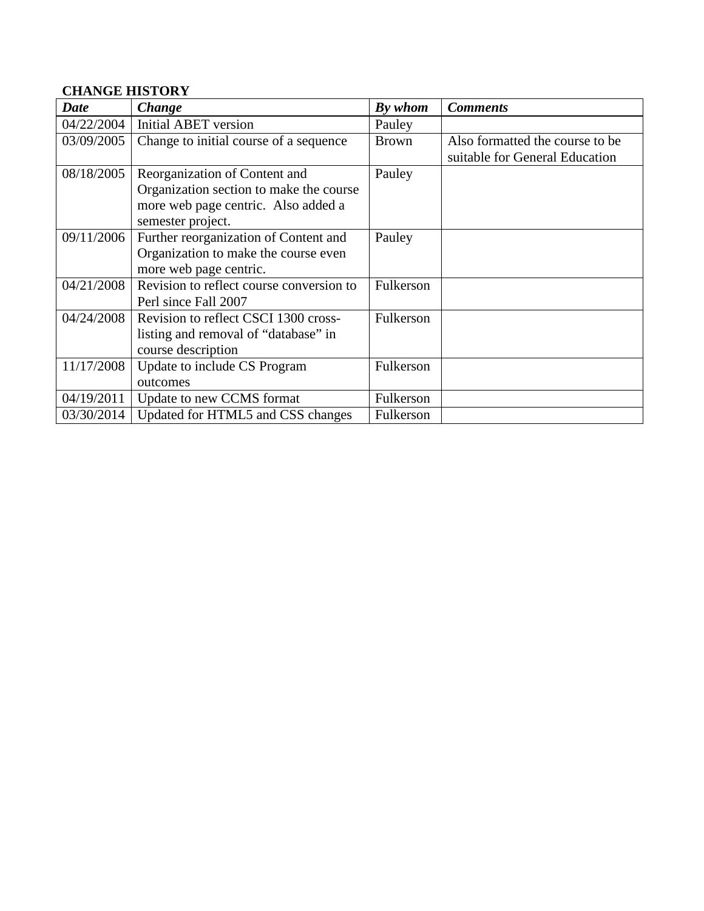**CHANGE HISTORY**

| ***Date*** | ***Change*** | ***By whom*** | ***Comments*** |
|---|---|---|---|
| 04/22/2004 | Initial ABET version | Pauley | |
| 03/09/2005 | Change to initial course of a sequence | Brown | Also formatted the course to be suitable for General Education |
| 08/18/2005 | Reorganization of Content and Organization section to make the course more web page centric. Also added a semester project. | Pauley | |
| 09/11/2006 | Further reorganization of Content and Organization to make the course even more web page centric. | Pauley | |
| 04/21/2008 | Revision to reflect course conversion to Perl since Fall 2007 | Fulkerson | |
| 04/24/2008 | Revision to reflect CSCI 1300 cross-listing and removal of "database" in course description | Fulkerson | |
| 11/17/2008 | Update to include CS Program outcomes | Fulkerson | |
| 04/19/2011 | Update to new CCMS format | Fulkerson | |
| 03/30/2014 | Updated for HTML5 and CSS changes | Fulkerson | |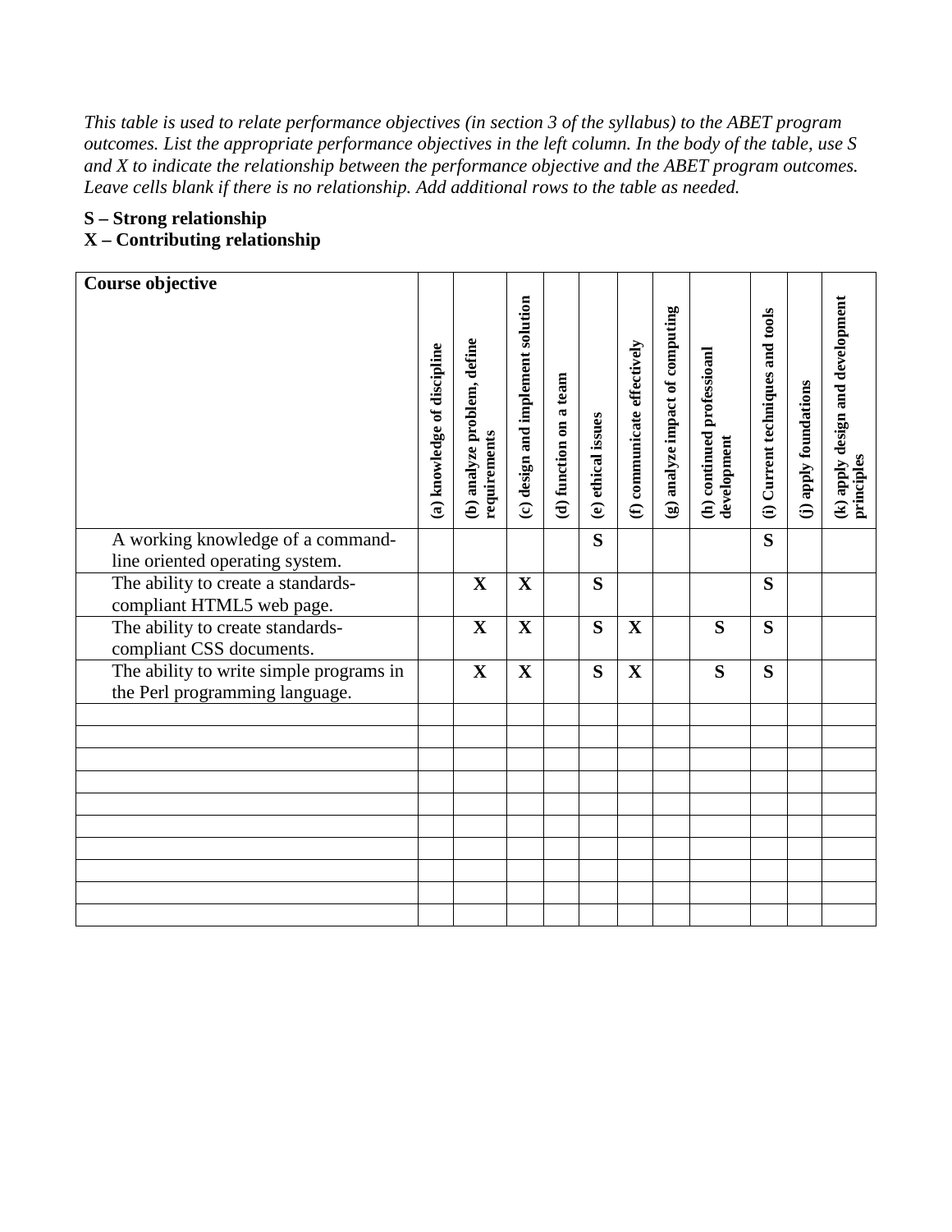*This table is used to relate performance objectives (in section 3 of the syllabus) to the ABET program outcomes. List the appropriate performance objectives in the left column. In the body of the table, use S and X to indicate the relationship between the performance objective and the ABET program outcomes. Leave cells blank if there is no relationship. Add additional rows to the table as needed.*

**S – Strong relationship**
**X – Contributing relationship**

| Course objective | (a) knowledge of discipline | (b) analyze problem, define requirements | (c) design and implement solution | (d) function on a team | (e) ethical issues | (f) communicate effectively | (g) analyze impact of computing | (h) continued professioanl development | (i) Current techniques and tools | (j) apply foundations | (k) apply design and development principles |
|---|---|---|---|---|---|---|---|---|---|---|---|
| A working knowledge of a command-line oriented operating system. | | | | | S | | | | S | | |
| The ability to create a standards-compliant HTML5 web page. | | X | X | | S | | | | S | | |
| The ability to create standards-compliant CSS documents. | | X | X | | S | X | | S | S | | |
| The ability to write simple programs in the Perl programming language. | | X | X | | S | X | | S | S | | |
| | | | | | | | | | | | |
| | | | | | | | | | | | |
| | | | | | | | | | | | |
| | | | | | | | | | | | |
| | | | | | | | | | | | |
| | | | | | | | | | | | |
| | | | | | | | | | | | |
| | | | | | | | | | | | |
| | | | | | | | | | | | |
| | | | | | | | | | | | |